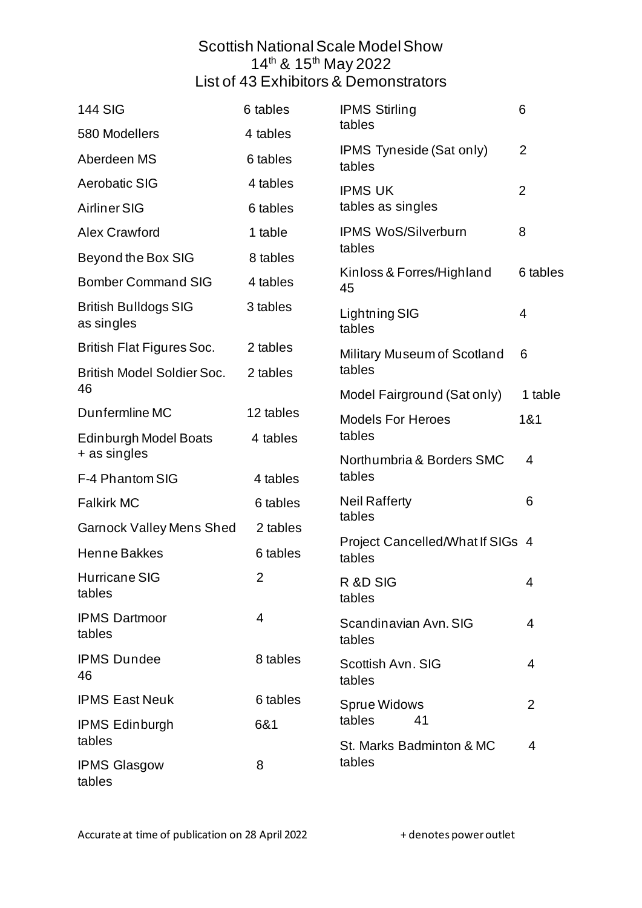# Scottish National Scale Model Show
## 14th & 15th May 2022
## List of 43 Exhibitors & Demonstrators

| Exhibitor | Tables |
|---|---|
| 144 SIG | 6 tables |
| 580 Modellers | 4 tables |
| Aberdeen MS | 6 tables |
| Aerobatic SIG | 4 tables |
| Airliner SIG | 6 tables |
| Alex Crawford | 1 table |
| Beyond the Box SIG | 8 tables |
| Bomber Command SIG | 4 tables |
| British Bulldogs SIG as singles | 3 tables |
| British Flat Figures Soc. | 2 tables |
| British Model Soldier Soc. 46 | 2 tables |
| Dunfermline MC | 12 tables |
| Edinburgh Model Boats + as singles | 4 tables |
| F-4 Phantom SIG | 4 tables |
| Falkirk MC | 6 tables |
| Garnock Valley Mens Shed | 2 tables |
| Henne Bakkes | 6 tables |
| Hurricane SIG | 2 tables |
| IPMS Dartmoor | 4 tables |
| IPMS Dundee 46 | 8 tables |
| IPMS East Neuk | 6 tables |
| IPMS Edinburgh | 6&1 tables |
| IPMS Glasgow | 8 tables |
| IPMS Stirling | 6 tables |
| IPMS Tyneside (Sat only) | 2 tables |
| IPMS UK | 2 tables as singles |
| IPMS WoS/Silverburn | 8 tables |
| Kinloss & Forres/Highland 45 | 6 tables |
| Lightning SIG | 4 tables |
| Military Museum of Scotland | 6 tables |
| Model Fairground (Sat only) | 1 table |
| Models For Heroes | 1&1 tables |
| Northumbria & Borders SMC | 4 tables |
| Neil Rafferty | 6 tables |
| Project Cancelled/What If SIGs | 4 tables |
| R &D SIG | 4 tables |
| Scandinavian Avn. SIG | 4 tables |
| Scottish Avn. SIG | 4 tables |
| Sprue Widows 41 | 2 tables |
| St. Marks Badminton & MC | 4 tables |

Accurate at time of publication on 28 April 2022

+ denotes power outlet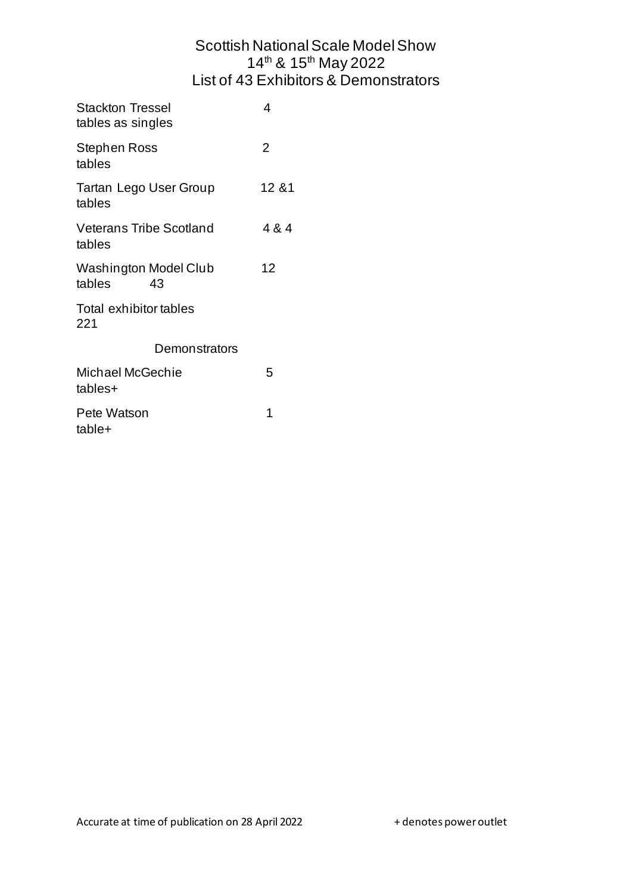# Scottish National Scale Model Show
## 14th & 15th May 2022
## List of 43 Exhibitors & Demonstrators

| | |
|---|---|
| Stackton Tressel<br>tables as singles | 4 |
| Stephen Ross<br>tables | 2 |
| Tartan Lego User Group<br>tables | 12 &1 |
| Veterans Tribe Scotland<br>tables | 4 & 4 |
| Washington Model Club<br>tables 43 | 12 |
| Total exhibitor tables<br>221 | |

### Demonstrators

| | |
|---|---|
| Michael McGechie<br>tables+ | 5 |
| Pete Watson<br>table+ | 1 |

Accurate at time of publication on 28 April 2022

\+ denotes power outlet